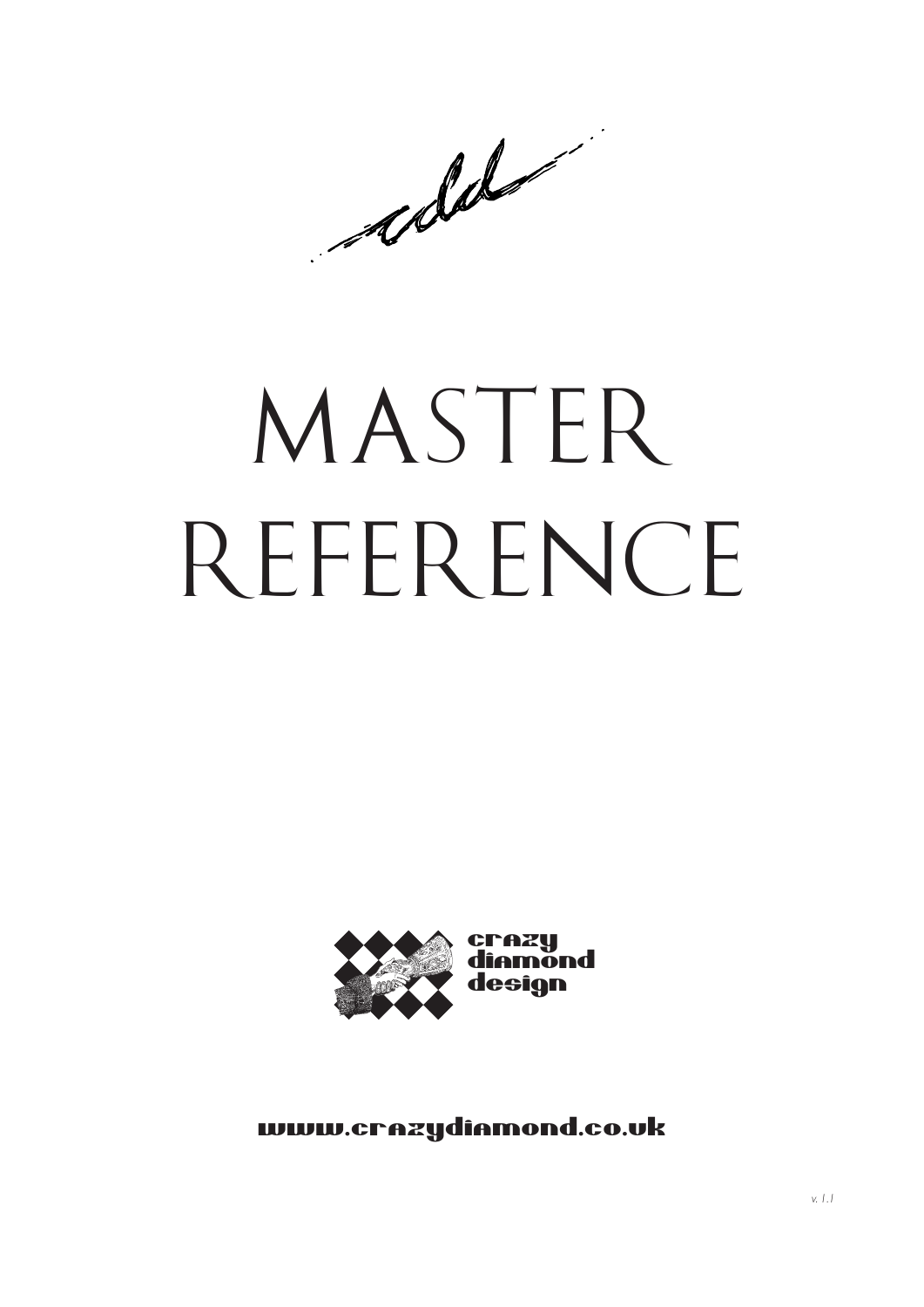# MASTER REFERENCE

crazy diamond design

www.crazydiamond.co.uk

*v. 1.1*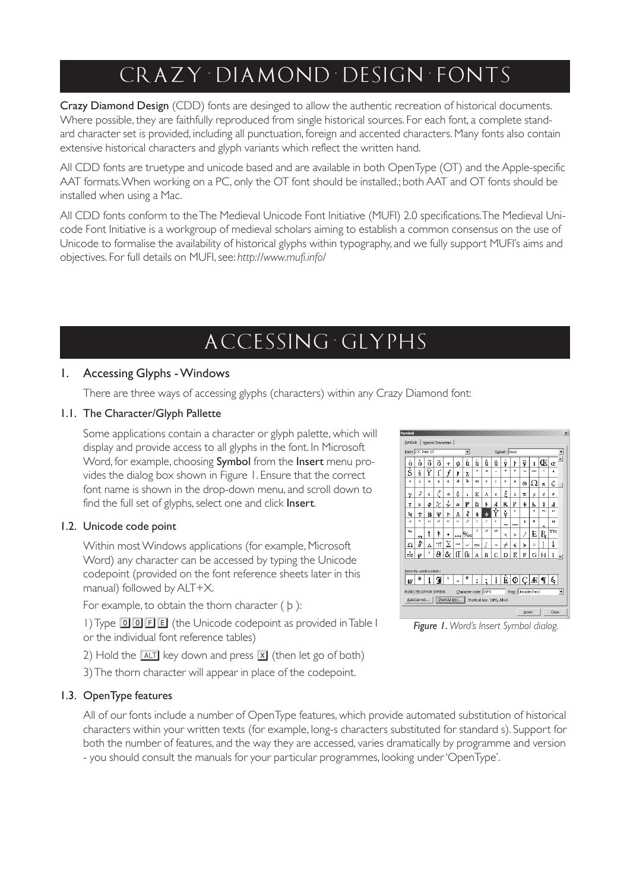# CRAZY · DIAMOND · DESIGN · FONTS

**Crazy Diamond Design** (CDD) fonts are desinged to allow the authentic recreation of historical documents. Where possible, they are faithfully reproduced from single historical sources. For each font, a complete standard character set is provided, including all punctuation, foreign and accented characters. Many fonts also contain extensive historical characters and glyph variants which reflect the written hand.

All CDD fonts are truetype and unicode based and are available in both OpenType (OT) and the Apple-specific AAT formats. When working on a PC, only the OT font should be installed.; both AAT and OT fonts should be installed when using a Mac.

All CDD fonts conform to the The Medieval Unicode Font Initiative (MUFI) 2.0 specifications. The Medieval Unicode Font Initiative is a workgroup of medieval scholars aiming to establish a common consensus on the use of Unicode to formalise the availability of historical glyphs within typography, and we fully support MUFI's aims and objectives. For full details on MUFI, see: *http://www.mufi.info/*

# ACCESSING · GLYPHS

## 1. Accessing Glyphs - Windows

There are three ways of accessing glyphs (characters) within any Crazy Diamond font:

### 1.1. The Character/Glyph Pallette

Some applications contain a character or glyph palette, which will display and provide access to all glyphs in the font. In Microsoft Word, for example, choosing **Symbol** from the **Insert** menu provides the dialog box shown in Figure 1. Ensure that the correct font name is shown in the drop-down menu, and scroll down to find the full set of glyphs, select one and click **Insert**.

*Figure 1. Word's Insert Symbol dialog.*

### 1.2. Unicode code point

Within most Windows applications (for example, Microsoft Word) any character can be accessed by typing the Unicode codepoint (provided on the font reference sheets later in this manual) followed by ALT+X.

For example, to obtain the thorn character ( þ ):

1) Type 0 0 F E (the Unicode codepoint as provided in Table I or the individual font reference tables)

2) Hold the ALT key down and press X (then let go of both)

3) The thorn character will appear in place of the codepoint.

### 1.3. OpenType features

All of our fonts include a number of OpenType features, which provide automated substitution of historical characters within your written texts (for example, long-s characters substituted for standard s). Support for both the number of features, and the way they are accessed, varies dramatically by programme and version - you should consult the manuals for your particular programmes, looking under 'OpenType'.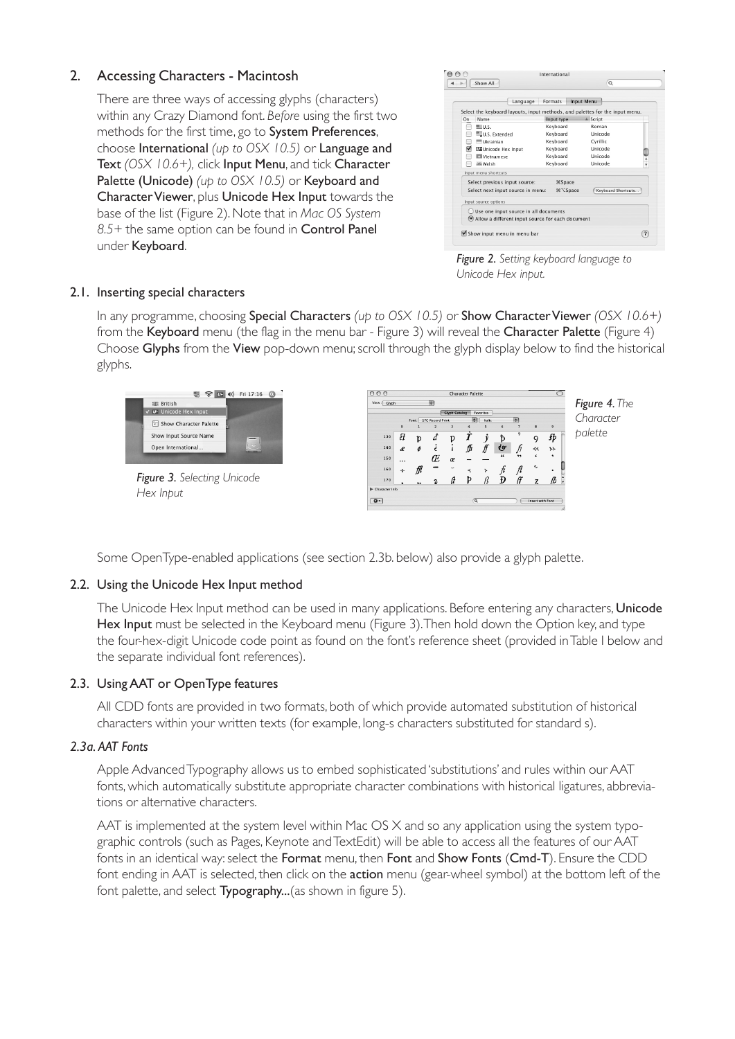## 2. Accessing Characters - Macintosh

There are three ways of accessing glyphs (characters) within any Crazy Diamond font. *Before* using the first two methods for the first time, go to System Preferences, choose International *(up to OSX 10.5)* or Language and Text *(OSX 10.6+),* click Input Menu, and tick Character Palette (Unicode) *(up to OSX 10.5)* or Keyboard and Character Viewer, plus Unicode Hex Input towards the base of the list (Figure 2). Note that in *Mac OS System 8.5+* the same option can be found in Control Panel under Keyboard.

*Figure 2. Setting keyboard language to Unicode Hex input.*

### 2.1. Inserting special characters

In any programme, choosing Special Characters *(up to OSX 10.5)* or Show Character Viewer *(OSX 10.6+)* from the Keyboard menu (the flag in the menu bar - Figure 3) will reveal the Character Palette (Figure 4) Choose Glyphs from the View pop-down menu; scroll through the glyph display below to find the historical glyphs.

*Figure 3. Selecting Unicode Hex Input*

*Figure 4. The Character palette*

Some OpenType-enabled applications (see section 2.3b. below) also provide a glyph palette.

### 2.2. Using the Unicode Hex Input method

The Unicode Hex Input method can be used in many applications. Before entering any characters, Unicode Hex Input must be selected in the Keyboard menu (Figure 3). Then hold down the Option key, and type the four-hex-digit Unicode code point as found on the font's reference sheet (provided in Table 1 below and the separate individual font references).

### 2.3. Using AAT or OpenType features

All CDD fonts are provided in two formats, both of which provide automated substitution of historical characters within your written texts (for example, long-s characters substituted for standard s).

#### *2.3a. AAT Fonts*

Apple Advanced Typography allows us to embed sophisticated 'substitutions' and rules within our AAT fonts, which automatically substitute appropriate character combinations with historical ligatures, abbreviations or alternative characters.

AAT is implemented at the system level within Mac OS X and so any application using the system typographic controls (such as Pages, Keynote and TextEdit) will be able to access all the features of our AAT fonts in an identical way: select the Format menu, then Font and Show Fonts (Cmd-T). Ensure the CDD font ending in AAT is selected, then click on the action menu (gear-wheel symbol) at the bottom left of the font palette, and select Typography...(as shown in figure 5).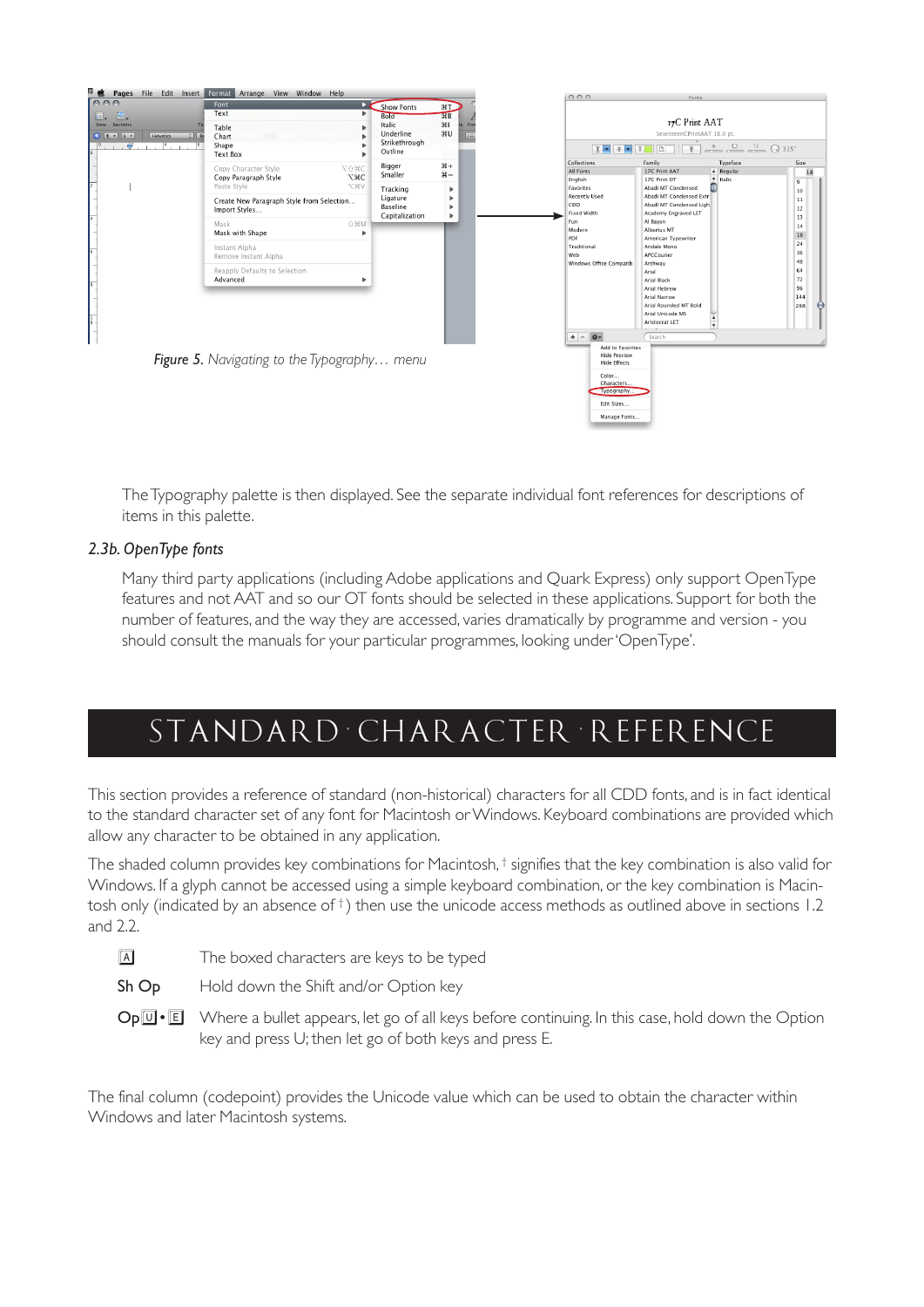*Figure 5. Navigating to the Typography… menu*

The Typography palette is then displayed. See the separate individual font references for descriptions of items in this palette.

### 2.3b. OpenType fonts

Many third party applications (including Adobe applications and Quark Express) only support OpenType features and not AAT and so our OT fonts should be selected in these applications. Support for both the number of features, and the way they are accessed, varies dramatically by programme and version - you should consult the manuals for your particular programmes, looking under 'OpenType'.

# STANDARD · CHARACTER · REFERENCE

This section provides a reference of standard (non-historical) characters for all CDD fonts, and is in fact identical to the standard character set of any font for Macintosh or Windows. Keyboard combinations are provided which allow any character to be obtained in any application.

The shaded column provides key combinations for Macintosh, † signifies that the key combination is also valid for Windows. If a glyph cannot be accessed using a simple keyboard combination, or the key combination is Macintosh only (indicated by an absence of †) then use the unicode access methods as outlined above in sections 1.2 and 2.2.

| | |
|---|---|
| [A] | The boxed characters are keys to be typed |
| Sh Op | Hold down the Shift and/or Option key |
| Op [U] • [E] | Where a bullet appears, let go of all keys before continuing. In this case, hold down the Option key and press U; then let go of both keys and press E. |

The final column (codepoint) provides the Unicode value which can be used to obtain the character within Windows and later Macintosh systems.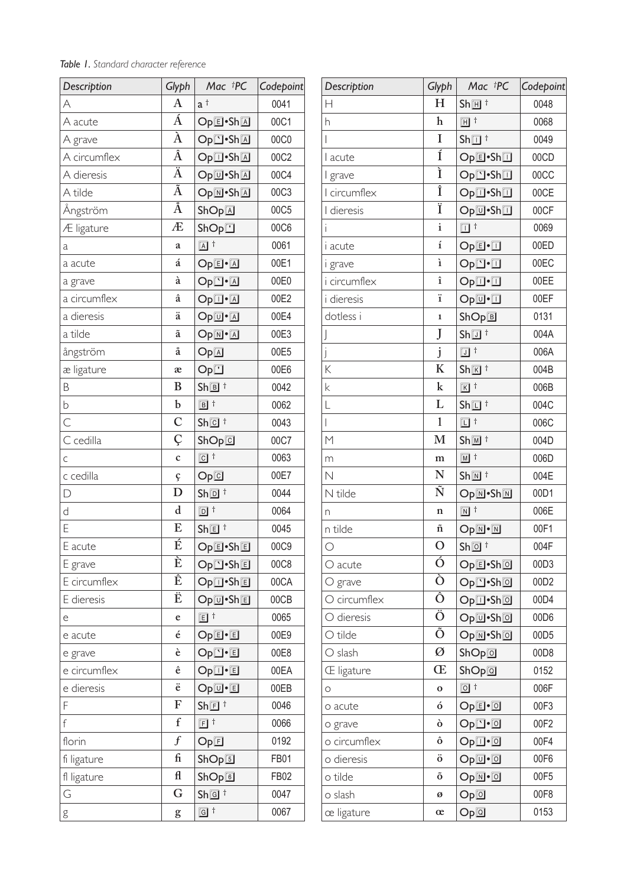*Table 1. Standard character reference*

| Description | Glyph | Mac †PC | Codepoint |
|---|---|---|---|
| A | A | a † | 0041 |
| A acute | Á | Op E •Sh A | 00C1 |
| A grave | À | Op ` •Sh A | 00C0 |
| A circumflex | Â | Op I •Sh A | 00C2 |
| A dieresis | Ä | Op U •Sh A | 00C4 |
| A tilde | Ã | Op N •Sh A | 00C3 |
| Ångström | Å | ShOp A | 00C5 |
| Æ ligature | Æ | ShOp ' | 00C6 |
| a | a | A † | 0061 |
| a acute | á | Op E • A | 00E1 |
| a grave | à | Op ` • A | 00E0 |
| a circumflex | â | Op I • A | 00E2 |
| a dieresis | ä | Op U • A | 00E4 |
| a tilde | ã | Op N • A | 00E3 |
| ångström | å | Op A | 00E5 |
| æ ligature | æ | Op ' | 00E6 |
| B | B | Sh B † | 0042 |
| b | b | B † | 0062 |
| C | C | Sh C † | 0043 |
| C cedilla | Ç | ShOp C | 00C7 |
| c | c | C † | 0063 |
| c cedilla | ç | Op C | 00E7 |
| D | D | Sh D † | 0044 |
| d | d | D † | 0064 |
| E | E | Sh E † | 0045 |
| E acute | É | Op E •Sh E | 00C9 |
| E grave | È | Op ` •Sh E | 00C8 |
| E circumflex | Ê | Op I •Sh E | 00CA |
| E dieresis | Ë | Op U •Sh E | 00CB |
| e | e | E † | 0065 |
| e acute | é | Op E • E | 00E9 |
| e grave | è | Op ` • E | 00E8 |
| e circumflex | ê | Op I • E | 00EA |
| e dieresis | ë | Op U • E | 00EB |
| F | F | Sh F † | 0046 |
| f | f | F † | 0066 |
| florin | ƒ | Op F | 0192 |
| fi ligature | ﬁ | ShOp 5 | FB01 |
| fl ligature | ﬂ | ShOp 6 | FB02 |
| G | G | Sh G † | 0047 |
| g | g | G † | 0067 |
| H | H | Sh H † | 0048 |
| h | h | H † | 0068 |
| I | I | Sh I † | 0049 |
| I acute | Í | Op E •Sh I | 00CD |
| I grave | Ì | Op ` •Sh I | 00CC |
| I circumflex | Î | Op I •Sh I | 00CE |
| I dieresis | Ï | Op U •Sh I | 00CF |
| i | i | I † | 0069 |
| i acute | í | Op E • I | 00ED |
| i grave | ì | Op ` • I | 00EC |
| i circumflex | î | Op I • I | 00EE |
| i dieresis | ï | Op U • I | 00EF |
| dotless i | ı | ShOp B | 0131 |
| J | J | Sh J † | 004A |
| j | j | J † | 006A |
| K | K | Sh K † | 004B |
| k | k | K † | 006B |
| L | L | Sh L † | 004C |
| l | l | L † | 006C |
| M | M | Sh M † | 004D |
| m | m | M † | 006D |
| N | N | Sh N † | 004E |
| N tilde | Ñ | Op N •Sh N | 00D1 |
| n | n | N † | 006E |
| n tilde | ñ | Op N • N | 00F1 |
| O | O | Sh O † | 004F |
| O acute | Ó | Op E •Sh O | 00D3 |
| O grave | Ò | Op ` •Sh O | 00D2 |
| O circumflex | Ô | Op I •Sh O | 00D4 |
| O dieresis | Ö | Op U •Sh O | 00D6 |
| O tilde | Õ | Op N •Sh O | 00D5 |
| O slash | Ø | ShOp O | 00D8 |
| Œ ligature | Œ | ShOp Q | 0152 |
| o | o | O † | 006F |
| o acute | ó | Op E • O | 00F3 |
| o grave | ò | Op ` • O | 00F2 |
| o circumflex | ô | Op I • O | 00F4 |
| o dieresis | ö | Op U • O | 00F6 |
| o tilde | õ | Op N • O | 00F5 |
| o slash | ø | Op O | 00F8 |
| œ ligature | œ | Op Q | 0153 |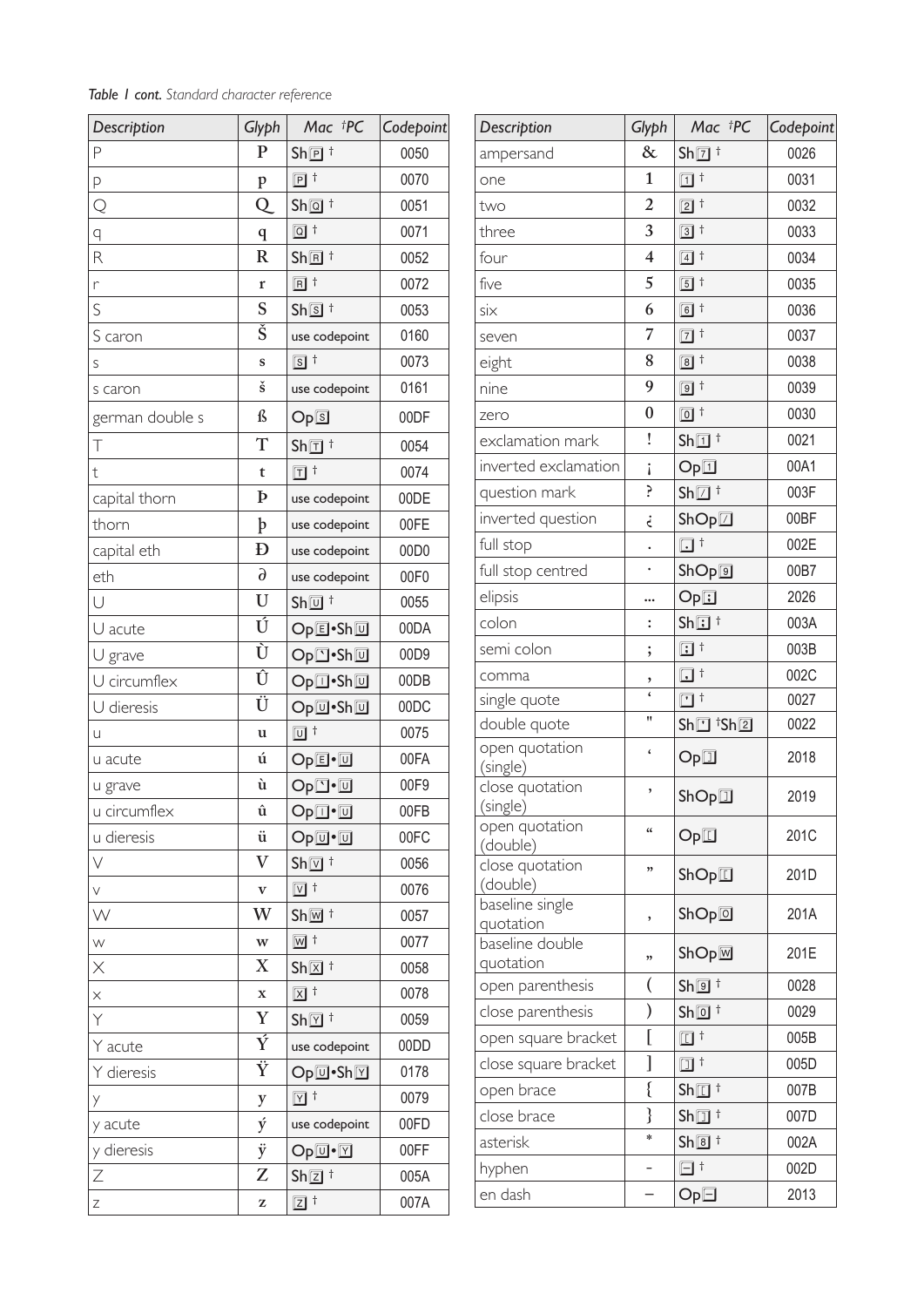*Table 1 cont.* *Standard character reference*

| Description | Glyph | Mac †PC | Codepoint |
|---|---|---|---|
| P | P | Sh P † | 0050 |
| p | p | P † | 0070 |
| Q | Q | Sh Q † | 0051 |
| q | q | Q † | 0071 |
| R | R | Sh R † | 0052 |
| r | r | R † | 0072 |
| S | S | Sh S † | 0053 |
| S caron | Š | use codepoint | 0160 |
| s | s | S † | 0073 |
| s caron | š | use codepoint | 0161 |
| german double s | ß | Op S | 00DF |
| T | T | Sh T † | 0054 |
| t | t | T † | 0074 |
| capital thorn | Þ | use codepoint | 00DE |
| thorn | þ | use codepoint | 00FE |
| capital eth | Ð | use codepoint | 00D0 |
| eth | ∂ | use codepoint | 00F0 |
| U | U | Sh U † | 0055 |
| U acute | Ú | Op E•Sh U | 00DA |
| U grave | Ù | Op `•Sh U | 00D9 |
| U circumflex | Û | Op I•Sh U | 00DB |
| U dieresis | Ü | Op U•Sh U | 00DC |
| u | u | U † | 0075 |
| u acute | ú | Op E•U | 00FA |
| u grave | ù | Op `•U | 00F9 |
| u circumflex | û | Op I•U | 00FB |
| u dieresis | ü | Op U•U | 00FC |
| V | V | Sh V † | 0056 |
| v | v | V † | 0076 |
| W | W | Sh W † | 0057 |
| w | w | W † | 0077 |
| X | X | Sh X † | 0058 |
| x | x | X † | 0078 |
| Y | Y | Sh Y † | 0059 |
| Y acute | Ý | use codepoint | 00DD |
| Y dieresis | Ÿ | Op U•Sh Y | 0178 |
| y | y | Y † | 0079 |
| y acute | ý | use codepoint | 00FD |
| y dieresis | ÿ | Op U•Y | 00FF |
| Z | Z | Sh Z † | 005A |
| z | z | Z † | 007A |

| Description | Glyph | Mac †PC | Codepoint |
|---|---|---|---|
| ampersand | & | Sh 7 † | 0026 |
| one | 1 | 1 † | 0031 |
| two | 2 | 2 † | 0032 |
| three | 3 | 3 † | 0033 |
| four | 4 | 4 † | 0034 |
| five | 5 | 5 † | 0035 |
| six | 6 | 6 † | 0036 |
| seven | 7 | 7 † | 0037 |
| eight | 8 | 8 † | 0038 |
| nine | 9 | 9 † | 0039 |
| zero | 0 | 0 † | 0030 |
| exclamation mark | ! | Sh 1 † | 0021 |
| inverted exclamation | ¡ | Op 1 | 00A1 |
| question mark | ? | Sh / † | 003F |
| inverted question | ¿ | ShOp / | 00BF |
| full stop | . | . † | 002E |
| full stop centred | · | ShOp 9 | 00B7 |
| elipsis | … | Op ; | 2026 |
| colon | : | Sh ; † | 003A |
| semi colon | ; | ; † | 003B |
| comma | , | , † | 002C |
| single quote | ' | ' † | 0027 |
| double quote | " | Sh ' †Sh 2 | 0022 |
| open quotation (single) | ‘ | Op ] | 2018 |
| close quotation (single) | ’ | ShOp ] | 2019 |
| open quotation (double) | “ | Op [ | 201C |
| close quotation (double) | ” | ShOp [ | 201D |
| baseline single quotation | ‚ | ShOp 0 | 201A |
| baseline double quotation | „ | ShOp W | 201E |
| open parenthesis | ( | Sh 9 † | 0028 |
| close parenthesis | ) | Sh 0 † | 0029 |
| open square bracket | [ | [ † | 005B |
| close square bracket | ] | ] † | 005D |
| open brace | { | Sh [ † | 007B |
| close brace | } | Sh ] † | 007D |
| asterisk | * | Sh 8 † | 002A |
| hyphen | - | - † | 002D |
| en dash | – | Op - | 2013 |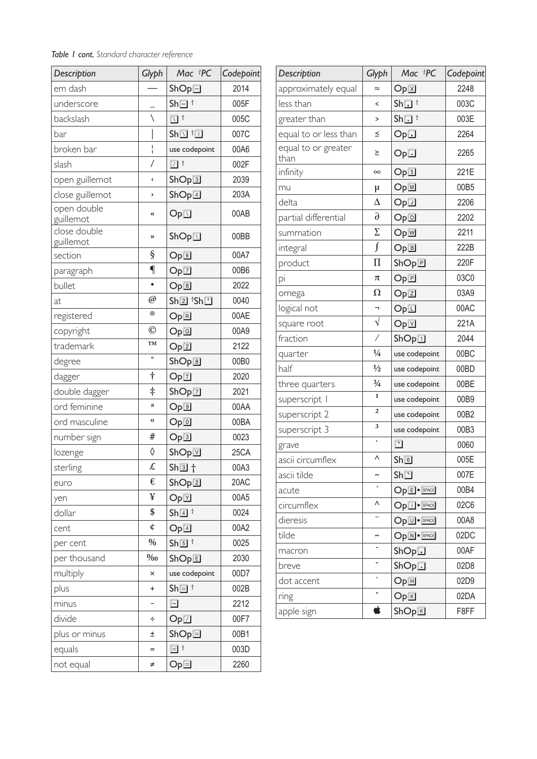*Table 1 cont. Standard character reference*

| Description | Glyph | Mac †PC | Codepoint |
|---|---|---|---|
| em dash | — | ShOp - | 2014 |
| underscore | _ | Sh - † | 005F |
| backslash | \ | \ † | 005C |
| bar | \| | Sh \ † \| | 007C |
| broken bar | ¦ | use codepoint | 00A6 |
| slash | / | / † | 002F |
| open guillemot | ‹ | ShOp 3 | 2039 |
| close guillemot | › | ShOp 4 | 203A |
| open double guillemot | « | Op \ | 00AB |
| close double guillemot | » | ShOp \ | 00BB |
| section | § | Op 6 | 00A7 |
| paragraph | ¶ | Op 7 | 00B6 |
| bullet | • | Op 8 | 2022 |
| at | @ | Sh 2 †Sh ' | 0040 |
| registered | ® | Op R | 00AE |
| copyright | © | Op G | 00A9 |
| trademark | ™ | Op 2 | 2122 |
| degree | ° | ShOp 8 | 00B0 |
| dagger | † | Op T | 2020 |
| double dagger | ‡ | ShOp 7 | 2021 |
| ord feminine | ª | Op 9 | 00AA |
| ord masculine | º | Op 0 | 00BA |
| number sign | # | Op 3 | 0023 |
| lozenge | ◊ | ShOp V | 25CA |
| sterling | £ | Sh 3 † | 00A3 |
| euro | € | ShOp 2 | 20AC |
| yen | ¥ | Op Y | 00A5 |
| dollar | $ | Sh 4 † | 0024 |
| cent | ¢ | Op 4 | 00A2 |
| per cent | % | Sh 5 † | 0025 |
| per thousand | ‰ | ShOp E | 2030 |
| multiply | × | use codepoint | 00D7 |
| plus | + | Sh = † | 002B |
| minus | − | - | 2212 |
| divide | ÷ | Op / | 00F7 |
| plus or minus | ± | ShOp = | 00B1 |
| equals | = | = † | 003D |
| not equal | ≠ | Op = | 2260 |

| Description | Glyph | Mac †PC | Codepoint |
|---|---|---|---|
| approximately equal | ≈ | Op X | 2248 |
| less than | < | Sh , † | 003C |
| greater than | > | Sh . † | 003E |
| equal to or less than | ≤ | Op , | 2264 |
| equal to or greater than | ≥ | Op . | 2265 |
| infinity | ∞ | Op 5 | 221E |
| mu | µ | Op M | 00B5 |
| delta | ∆ | Op J | 2206 |
| partial differential | ∂ | Op D | 2202 |
| summation | ∑ | Op W | 2211 |
| integral | ∫ | Op B | 222B |
| product | ∏ | ShOp P | 220F |
| pi | π | Op P | 03C0 |
| omega | Ω | Op Z | 03A9 |
| logical not | ¬ | Op L | 00AC |
| square root | √ | Op V | 221A |
| fraction | ⁄ | ShOp 1 | 2044 |
| quarter | ¼ | use codepoint | 00BC |
| half | ½ | use codepoint | 00BD |
| three quarters | ¾ | use codepoint | 00BE |
| superscript 1 | ¹ | use codepoint | 00B9 |
| superscript 2 | ² | use codepoint | 00B2 |
| superscript 3 | ³ | use codepoint | 00B3 |
| grave | ` | ` | 0060 |
| ascii circumflex | ^ | Sh 6 | 005E |
| ascii tilde | ~ | Sh ` | 007E |
| acute | ´ | Op E • SPACE | 00B4 |
| circumflex | ˆ | Op I • SPACE | 02C6 |
| dieresis | ¨ | Op U • SPACE | 00A8 |
| tilde | ˜ | Op N • SPACE | 02DC |
| macron | ¯ | ShOp , | 00AF |
| breve | ˘ | ShOp . | 02D8 |
| dot accent | ˙ | Op H | 02D9 |
| ring | ˚ | Op K | 02DA |
| apple sign |  | ShOp K | F8FF |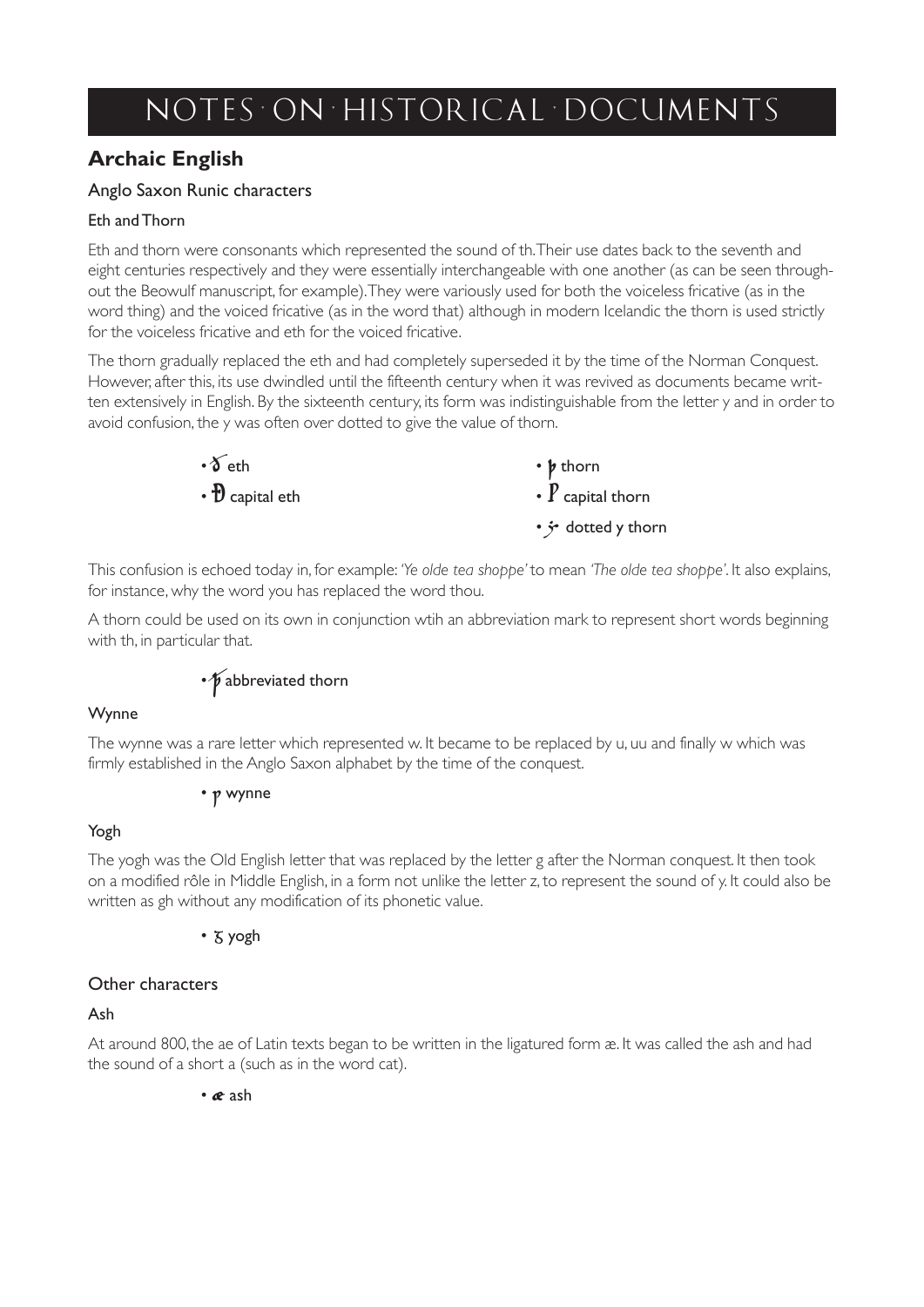# NOTES · ON · HISTORICAL · DOCUMENTS

## Archaic English

### Anglo Saxon Runic characters

#### Eth and Thorn

Eth and thorn were consonants which represented the sound of th. Their use dates back to the seventh and eight centuries respectively and they were essentially interchangeable with one another (as can be seen throughout the Beowulf manuscript, for example). They were variously used for both the voiceless fricative (as in the word thing) and the voiced fricative (as in the word that) although in modern Icelandic the thorn is used strictly for the voiceless fricative and eth for the voiced fricative.

The thorn gradually replaced the eth and had completely superseded it by the time of the Norman Conquest. However, after this, its use dwindled until the fifteenth century when it was revived as documents became written extensively in English. By the sixteenth century, its form was indistinguishable from the letter y and in order to avoid confusion, the y was often over dotted to give the value of thorn.

- ð eth
- Đ capital eth
- þ thorn
- Þ capital thorn
- ẏ dotted y thorn

This confusion is echoed today in, for example: *'Ye olde tea shoppe'* to mean *'The olde tea shoppe'*. It also explains, for instance, why the word you has replaced the word thou.

A thorn could be used on its own in conjunction wtih an abbreviation mark to represent short words beginning with th, in particular that.

- ꝥ abbreviated thorn

#### Wynne

The wynne was a rare letter which represented w. It became to be replaced by u, uu and finally w which was firmly established in the Anglo Saxon alphabet by the time of the conquest.

- ƿ wynne

#### Yogh

The yogh was the Old English letter that was replaced by the letter g after the Norman conquest. It then took on a modified rôle in Middle English, in a form not unlike the letter z, to represent the sound of y. It could also be written as gh without any modification of its phonetic value.

- ȝ yogh

### Other characters

#### Ash

At around 800, the ae of Latin texts began to be written in the ligatured form æ. It was called the ash and had the sound of a short a (such as in the word cat).

- æ ash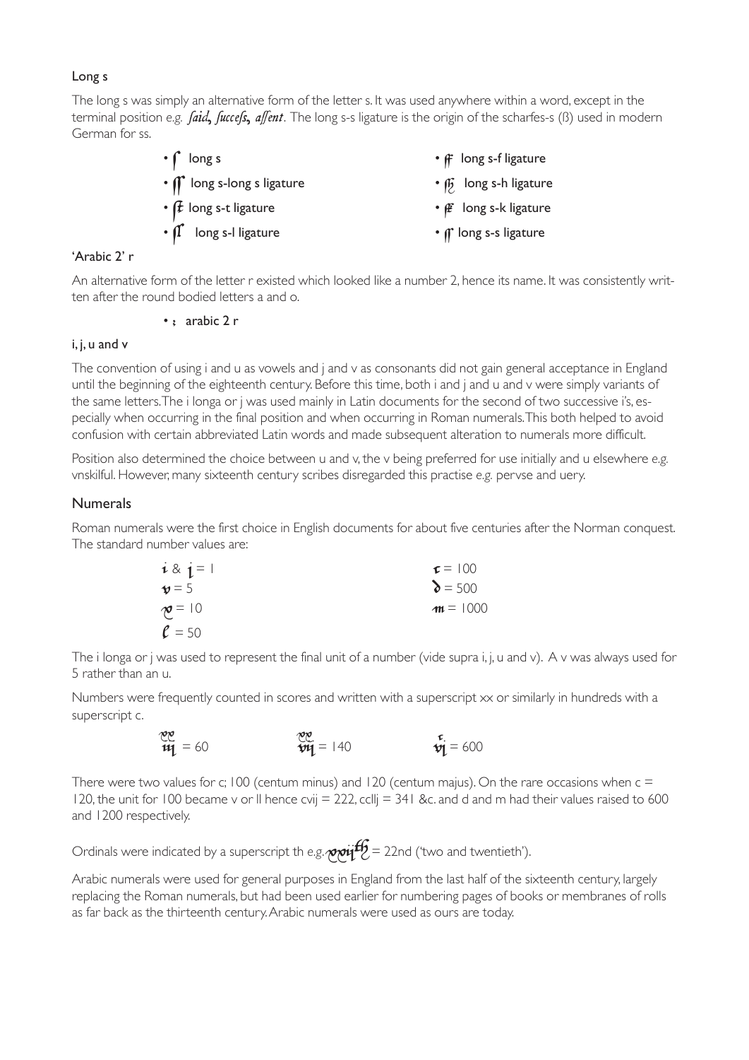### Long s

The long s was simply an alternative form of the letter s. It was used anywhere within a word, except in the terminal position *e.g.* *ſaid, ſucceſs, aſſent*. The long s-s ligature is the origin of the scharfes-s (ß) used in modern German for ss.

- ſ long s
- ſſ long s-long s ligature
- ſt long s-t ligature
- ſl long s-l ligature
- ſf long s-f ligature
- ſh long s-h ligature
- ſk long s-k ligature
- ſſ long s-s ligature

### 'Arabic 2' r

An alternative form of the letter r existed which looked like a number 2, hence its name. It was consistently written after the round bodied letters a and o.

- ꝛ arabic 2 r

### i, j, u and v

The convention of using i and u as vowels and j and v as consonants did not gain general acceptance in England until the beginning of the eighteenth century. Before this time, both i and j and u and v were simply variants of the same letters. The i longa or j was used mainly in Latin documents for the second of two successive i's, especially when occurring in the final position and when occurring in Roman numerals. This both helped to avoid confusion with certain abbreviated Latin words and made subsequent alteration to numerals more difficult.

Position also determined the choice between u and v, the v being preferred for use initially and u elsewhere *e.g.* vnskilful. However, many sixteenth century scribes disregarded this practise *e.g.* pervse and uery.

## Numerals

Roman numerals were the first choice in English documents for about five centuries after the Norman conquest. The standard number values are:

| | |
|---|---|
| i & j = 1 | c = 100 |
| v = 5 | d = 500 |
| x = 10 | m = 1000 |
| l = 50 | |

The i longa or j was used to represent the final unit of a number (vide supra i, j, u and v). A v was always used for 5 rather than an u.

Numbers were frequently counted in scores and written with a superscript xx or similarly in hundreds with a superscript c.

$\text{iij}^{\text{xx}}$ = 60 $\text{vij}^{\text{xx}}$ = 140 $\text{vj}^{\text{c}}$ = 600

There were two values for c; 100 (centum minus) and 120 (centum majus). On the rare occasions when c = 120, the unit for 100 became v or ll hence cvij = 222, ccllj = 341 &c. and d and m had their values raised to 600 and 1200 respectively.

Ordinals were indicated by a superscript th *e.g.* $\text{xxij}^{\text{th}}$ = 22nd ('two and twentieth').

Arabic numerals were used for general purposes in England from the last half of the sixteenth century, largely replacing the Roman numerals, but had been used earlier for numbering pages of books or membranes of rolls as far back as the thirteenth century. Arabic numerals were used as ours are today.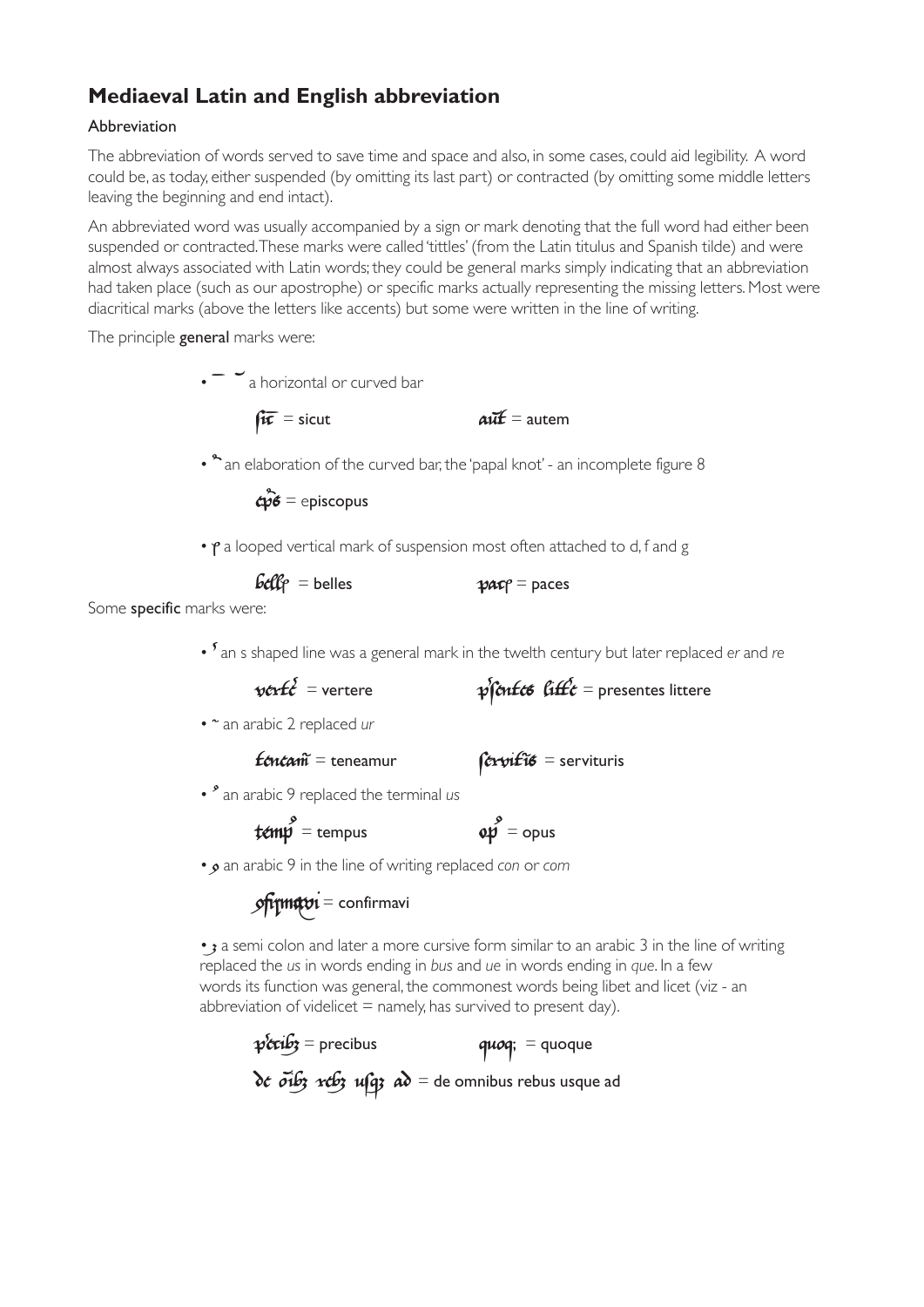# Mediaeval Latin and English abbreviation

## Abbreviation

The abbreviation of words served to save time and space and also, in some cases, could aid legibility. A word could be, as today, either suspended (by omitting its last part) or contracted (by omitting some middle letters leaving the beginning and end intact).

An abbreviated word was usually accompanied by a sign or mark denoting that the full word had either been suspended or contracted. These marks were called 'tittles' (from the Latin titulus and Spanish tilde) and were almost always associated with Latin words; they could be general marks simply indicating that an abbreviation had taken place (such as our apostrophe) or specific marks actually representing the missing letters. Most were diacritical marks (above the letters like accents) but some were written in the line of writing.

The principle **general** marks were:

- ‾ ˘ a horizontal or curved bar

  ſic̄ = sicut    aut̄ = autem

- an elaboration of the curved bar, the 'papal knot' - an incomplete figure 8

  cp̄s = episcopus

- a looped vertical mark of suspension most often attached to d, f and g

  bell = belles    pac = paces

Some **specific** marks were:

- an s shaped line was a general mark in the twelth century but later replaced *er* and *re*

  vert = vertere    pſentes litte = presentes littere

- ~ an arabic 2 replaced *ur*

  teneam = teneamur    ſervitis = servituris

- an arabic 9 replaced the terminal *us*

  temp = tempus    op = opus

- an arabic 9 in the line of writing replaced *con* or *com*

  ꝯfirmavi = confirmavi

- a semi colon and later a more cursive form similar to an arabic 3 in the line of writing replaced the *us* in words ending in *bus* and *ue* in words ending in *que*. In a few words its function was general, the commonest words being libet and licet (viz - an abbreviation of videlicet = namely, has survived to present day).

  precib; = precibus    quoq; = quoque

  de oīb; reb; usq; ad = de omnibus rebus usque ad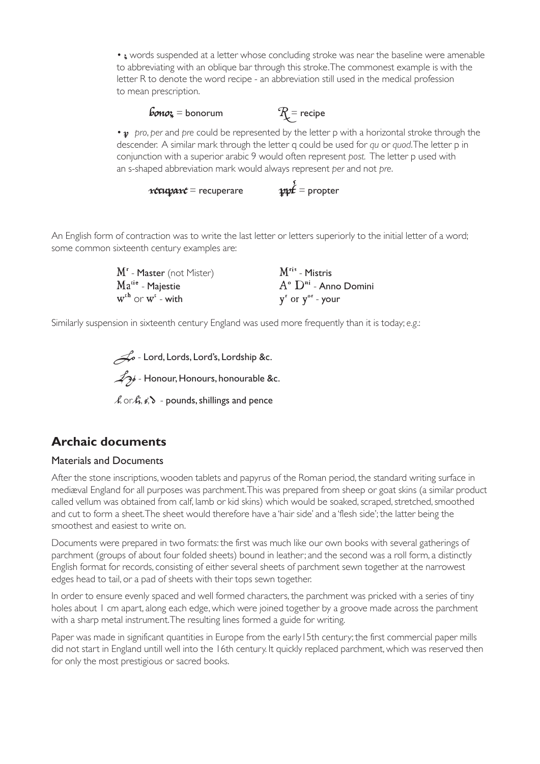• ꝫ words suspended at a letter whose concluding stroke was near the baseline were amenable to abbreviating with an oblique bar through this stroke. The commonest example is with the letter R to denote the word recipe - an abbreviation still used in the medical profession to mean prescription.

bonoꝝ = bonorum     ℞ = recipe

• ꝑ *pro*, *per* and *pre* could be represented by the letter p with a horizontal stroke through the descender. A similar mark through the letter q could be used for *qu* or *quod*. The letter p in conjunction with a superior arabic 9 would often represent *post.* The letter p used with an s-shaped abbreviation mark would always represent *per* and not *pre*.

recuꝑare = recuperare     ꝓpt = propter

An English form of contraction was to write the last letter or letters superiorly to the initial letter of a word; some common sixteenth century examples are:

| | |
|---|---|
| M^r - Master (not Mister) | M^ris - Mistris |
| Ma^tie - Majestie | A^o D^ni - Anno Domini |
| w^th or w^t - with | y^r or y^or - your |

Similarly suspension in sixteenth century England was used more frequently than it is today; *e.g.*:

Lo - Lord, Lords, Lord's, Lordship &c.

Ho - Honour, Honours, honourable &c.

li. or li, s, d - pounds, shillings and pence

## Archaic documents

### Materials and Documents

After the stone inscriptions, wooden tablets and papyrus of the Roman period, the standard writing surface in mediæval England for all purposes was parchment. This was prepared from sheep or goat skins (a similar product called vellum was obtained from calf, lamb or kid skins) which would be soaked, scraped, stretched, smoothed and cut to form a sheet. The sheet would therefore have a 'hair side' and a 'flesh side'; the latter being the smoothest and easiest to write on.

Documents were prepared in two formats: the first was much like our own books with several gatherings of parchment (groups of about four folded sheets) bound in leather; and the second was a roll form, a distinctly English format for records, consisting of either several sheets of parchment sewn together at the narrowest edges head to tail, or a pad of sheets with their tops sewn together.

In order to ensure evenly spaced and well formed characters, the parchment was pricked with a series of tiny holes about 1 cm apart, along each edge, which were joined together by a groove made across the parchment with a sharp metal instrument. The resulting lines formed a guide for writing.

Paper was made in significant quantities in Europe from the early15th century; the first commercial paper mills did not start in England untill well into the 16th century. It quickly replaced parchment, which was reserved then for only the most prestigious or sacred books.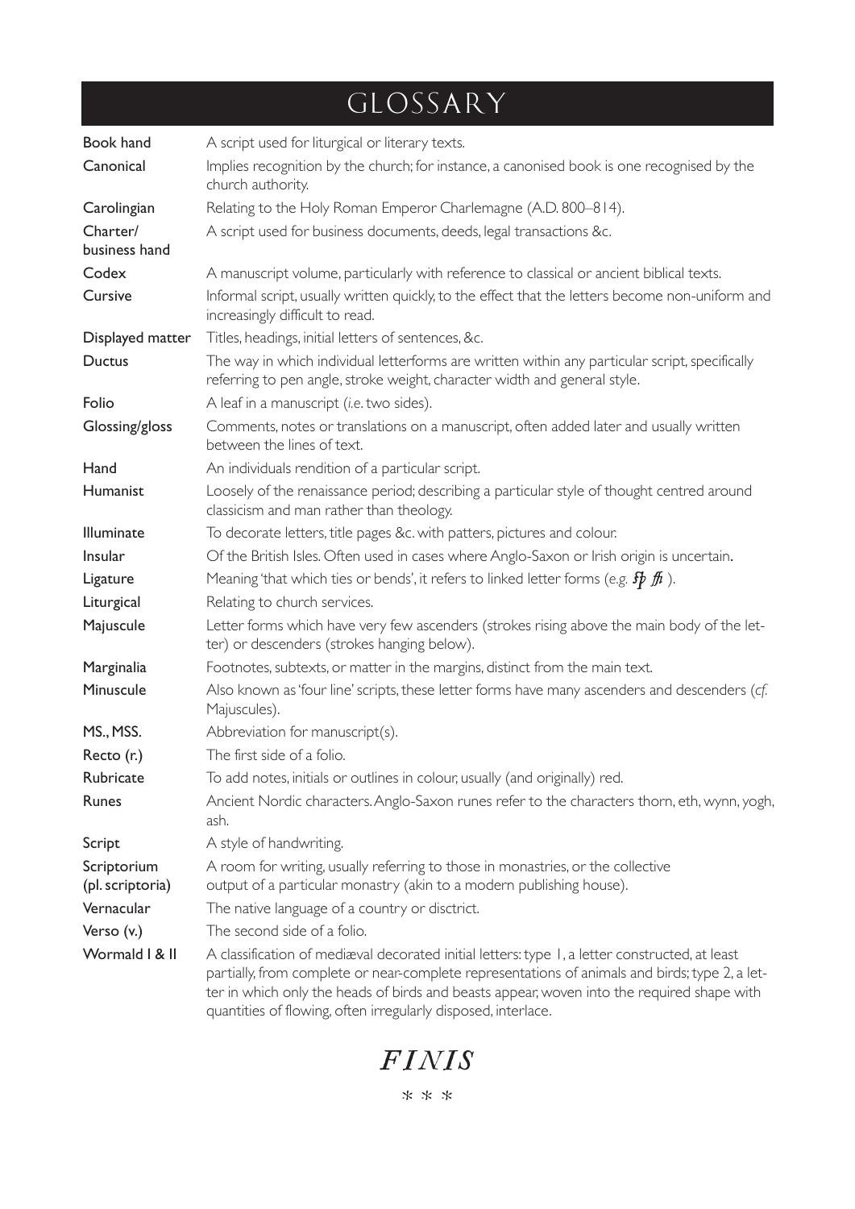# GLOSSARY

| | |
|---|---|
| Book hand | A script used for liturgical or literary texts. |
| Canonical | Implies recognition by the church; for instance, a canonised book is one recognised by the church authority. |
| Carolingian | Relating to the Holy Roman Emperor Charlemagne (A.D. 800–814). |
| Charter/ business hand | A script used for business documents, deeds, legal transactions &c. |
| Codex | A manuscript volume, particularly with reference to classical or ancient biblical texts. |
| Cursive | Informal script, usually written quickly, to the effect that the letters become non-uniform and increasingly difficult to read. |
| Displayed matter | Titles, headings, initial letters of sentences, &c. |
| Ductus | The way in which individual letterforms are written within any particular script, specifically referring to pen angle, stroke weight, character width and general style. |
| Folio | A leaf in a manuscript (*i.e.* two sides). |
| Glossing/gloss | Comments, notes or translations on a manuscript, often added later and usually written between the lines of text. |
| Hand | An individuals rendition of a particular script. |
| Humanist | Loosely of the renaissance period; describing a particular style of thought centred around classicism and man rather than theology. |
| Illuminate | To decorate letters, title pages &c. with patters, pictures and colour. |
| Insular | Of the British Isles. Often used in cases where Anglo-Saxon or Irish origin is uncertain. |
| Ligature | Meaning 'that which ties or bends', it refers to linked letter forms (*e.g.* ſþ ffi ). |
| Liturgical | Relating to church services. |
| Majuscule | Letter forms which have very few ascenders (strokes rising above the main body of the letter) or descenders (strokes hanging below). |
| Marginalia | Footnotes, subtexts, or matter in the margins, distinct from the main text. |
| Minuscule | Also known as 'four line' scripts, these letter forms have many ascenders and descenders (*cf.* Majuscules). |
| MS., MSS. | Abbreviation for manuscript(s). |
| Recto (r.) | The first side of a folio. |
| Rubricate | To add notes, initials or outlines in colour, usually (and originally) red. |
| Runes | Ancient Nordic characters. Anglo-Saxon runes refer to the characters thorn, eth, wynn, yogh, ash. |
| Script | A style of handwriting. |
| Scriptorium (pl. scriptoria) | A room for writing, usually referring to those in monastries, or the collective output of a particular monastry (akin to a modern publishing house). |
| Vernacular | The native language of a country or disctrict. |
| Verso (v.) | The second side of a folio. |
| Wormald I & II | A classification of mediæval decorated initial letters: type 1, a letter constructed, at least partially, from complete or near-complete representations of animals and birds; type 2, a letter in which only the heads of birds and beasts appear, woven into the required shape with quantities of flowing, often irregularly disposed, interlace. |

*FINIS*

\* \* \*